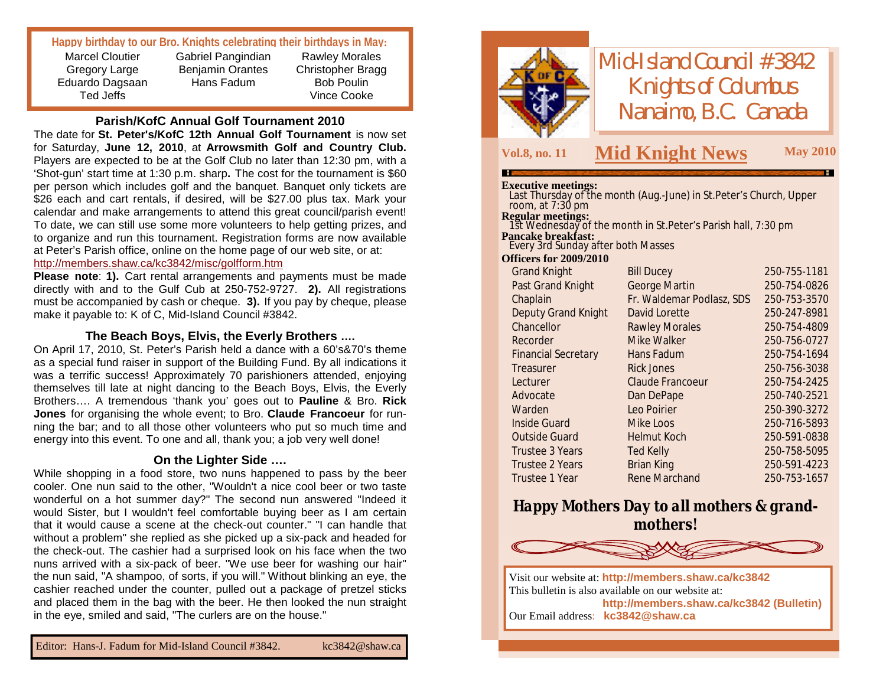**Happy birthday to our Bro. Knights celebrating their birthdays in May:**

| | | |
|---|---|---|
| Marcel Cloutier | Gabriel Pangindian | Rawley Morales |
| Gregory Large | Benjamin Orantes | Christopher Bragg |
| Eduardo Dagsaan | Hans Fadum | Bob Poulin |
| Ted Jeffs | | Vince Cooke |

## Parish/KofC Annual Golf Tournament 2010

The date for **St. Peter's/KofC 12th Annual Golf Tournament** is now set for Saturday, **June 12, 2010**, at **Arrowsmith Golf and Country Club.** Players are expected to be at the Golf Club no later than 12:30 pm, with a 'Shot-gun' start time at 1:30 p.m. sharp**.** The cost for the tournament is $60 per person which includes golf and the banquet. Banquet only tickets are $26 each and cart rentals, if desired, will be $27.00 plus tax. Mark your calendar and make arrangements to attend this great council/parish event! To date, we can still use some more volunteers to help getting prizes, and to organize and run this tournament. Registration forms are now available at Peter's Parish office, online on the home page of our web site, or at: http://members.shaw.ca/kc3842/misc/golfform.htm

**Please note**: **1).** Cart rental arrangements and payments must be made directly with and to the Gulf Cub at 250-752-9727. **2).** All registrations must be accompanied by cash or cheque. **3).** If you pay by cheque, please make it payable to: K of C, Mid-Island Council #3842.

## The Beach Boys, Elvis, the Everly Brothers ….

On April 17, 2010, St. Peter's Parish held a dance with a 60's&70's theme as a special fund raiser in support of the Building Fund. By all indications it was a terrific success! Approximately 70 parishioners attended, enjoying themselves till late at night dancing to the Beach Boys, Elvis, the Everly Brothers…. A tremendous 'thank you' goes out to **Pauline** & Bro. **Rick Jones** for organising the whole event; to Bro. **Claude Francoeur** for running the bar; and to all those other volunteers who put so much time and energy into this event. To one and all, thank you; a job very well done!

## On the Lighter Side ….

While shopping in a food store, two nuns happened to pass by the beer cooler. One nun said to the other, "Wouldn't a nice cool beer or two taste wonderful on a hot summer day?" The second nun answered "Indeed it would Sister, but I wouldn't feel comfortable buying beer as I am certain that it would cause a scene at the check-out counter." "I can handle that without a problem" she replied as she picked up a six-pack and headed for the check-out. The cashier had a surprised look on his face when the two nuns arrived with a six-pack of beer. "We use beer for washing our hair" the nun said, "A shampoo, of sorts, if you will." Without blinking an eye, the cashier reached under the counter, pulled out a package of pretzel sticks and placed them in the bag with the beer. He then looked the nun straight in the eye, smiled and said, "The curlers are on the house."

Editor: Hans-J. Fadum for Mid-Island Council #3842. kc3842@shaw.ca

# Mid-Island Council #3842 Knights of Columbus Nanaimo, B.C. Canada

**Vol.8, no. 11** — **Mid Knight News** — **May 2010**

**Executive meetings:**
Last Thursday of the month (Aug.-June) in St.Peter's Church, Upper room, at 7:30 pm

**Regular meetings:**
1st Wednesday of the month in St.Peter's Parish hall, 7:30 pm

**Pancake breakfast:**
Every 3rd Sunday after both Masses

**Officers for 2009/2010**

| | | |
|---|---|---|
| Grand Knight | Bill Ducey | 250-755-1181 |
| Past Grand Knight | George Martin | 250-754-0826 |
| Chaplain | Fr. Waldemar Podlasz, SDS | 250-753-3570 |
| Deputy Grand Knight | David Lorette | 250-247-8981 |
| Chancellor | Rawley Morales | 250-754-4809 |
| Recorder | Mike Walker | 250-756-0727 |
| Financial Secretary | Hans Fadum | 250-754-1694 |
| Treasurer | Rick Jones | 250-756-3038 |
| Lecturer | Claude Francoeur | 250-754-2425 |
| Advocate | Dan DePape | 250-740-2521 |
| Warden | Leo Poirier | 250-390-3272 |
| Inside Guard | Mike Loos | 250-716-5893 |
| Outside Guard | Helmut Koch | 250-591-0838 |
| Trustee 3 Years | Ted Kelly | 250-758-5095 |
| Trustee 2 Years | Brian King | 250-591-4223 |
| Trustee 1 Year | Rene Marchand | 250-753-1657 |

***Happy Mothers Day to all mothers & grandmothers!***

Visit our website at: **http://members.shaw.ca/kc3842**
This bulletin is also available on our website at: **http://members.shaw.ca/kc3842 (Bulletin)**
Our Email address: **kc3842@shaw.ca**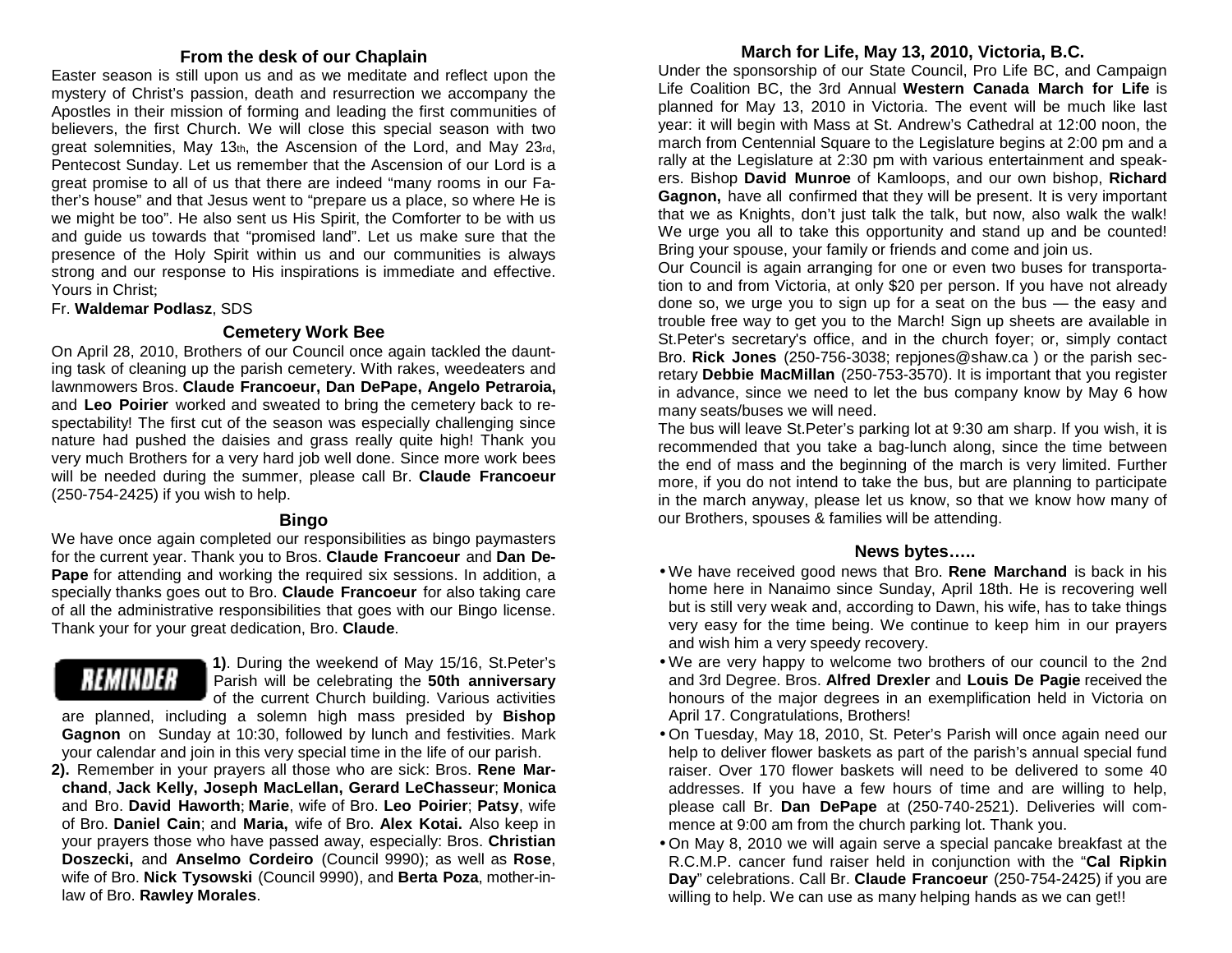### From the desk of our Chaplain

Easter season is still upon us and as we meditate and reflect upon the mystery of Christ's passion, death and resurrection we accompany the Apostles in their mission of forming and leading the first communities of believers, the first Church. We will close this special season with two great solemnities, May 13th, the Ascension of the Lord, and May 23rd, Pentecost Sunday. Let us remember that the Ascension of our Lord is a great promise to all of us that there are indeed "many rooms in our Father's house" and that Jesus went to "prepare us a place, so where He is we might be too". He also sent us His Spirit, the Comforter to be with us and guide us towards that "promised land". Let us make sure that the presence of the Holy Spirit within us and our communities is always strong and our response to His inspirations is immediate and effective.
Yours in Christ;

Fr. **Waldemar Podlasz**, SDS

### Cemetery Work Bee

On April 28, 2010, Brothers of our Council once again tackled the daunting task of cleaning up the parish cemetery. With rakes, weedeaters and lawnmowers Bros. **Claude Francoeur, Dan DePape, Angelo Petraroia,** and **Leo Poirier** worked and sweated to bring the cemetery back to respectability! The first cut of the season was especially challenging since nature had pushed the daisies and grass really quite high! Thank you very much Brothers for a very hard job well done. Since more work bees will be needed during the summer, please call Br. **Claude Francoeur** (250-754-2425) if you wish to help.

### Bingo

We have once again completed our responsibilities as bingo paymasters for the current year. Thank you to Bros. **Claude Francoeur** and **Dan DePape** for attending and working the required six sessions. In addition, a specially thanks goes out to Bro. **Claude Francoeur** for also taking care of all the administrative responsibilities that goes with our Bingo license. Thank your for your great dedication, Bro. **Claude**.

**REMINDER**

**1)**. During the weekend of May 15/16, St.Peter's Parish will be celebrating the **50th anniversary** of the current Church building. Various activities are planned, including a solemn high mass presided by **Bishop Gagnon** on Sunday at 10:30, followed by lunch and festivities. Mark your calendar and join in this very special time in the life of our parish.

**2).** Remember in your prayers all those who are sick: Bros. **Rene Marchand**, **Jack Kelly, Joseph MacLellan, Gerard LeChasseur**; **Monica** and Bro. **David Haworth**; **Marie**, wife of Bro. **Leo Poirier**; **Patsy**, wife of Bro. **Daniel Cain**; and **Maria,** wife of Bro. **Alex Kotai.** Also keep in your prayers those who have passed away, especially: Bros. **Christian Doszecki,** and **Anselmo Cordeiro** (Council 9990); as well as **Rose**, wife of Bro. **Nick Tysowski** (Council 9990), and **Berta Poza**, mother-in-law of Bro. **Rawley Morales**.

### March for Life, May 13, 2010, Victoria, B.C.

Under the sponsorship of our State Council, Pro Life BC, and Campaign Life Coalition BC, the 3rd Annual **Western Canada March for Life** is planned for May 13, 2010 in Victoria. The event will be much like last year: it will begin with Mass at St. Andrew's Cathedral at 12:00 noon, the march from Centennial Square to the Legislature begins at 2:00 pm and a rally at the Legislature at 2:30 pm with various entertainment and speakers. Bishop **David Munroe** of Kamloops, and our own bishop, **Richard Gagnon,** have all confirmed that they will be present. It is very important that we as Knights, don't just talk the talk, but now, also walk the walk! We urge you all to take this opportunity and stand up and be counted! Bring your spouse, your family or friends and come and join us.

Our Council is again arranging for one or even two buses for transportation to and from Victoria, at only $20 per person. If you have not already done so, we urge you to sign up for a seat on the bus — the easy and trouble free way to get you to the March! Sign up sheets are available in St.Peter's secretary's office, and in the church foyer; or, simply contact Bro. **Rick Jones** (250-756-3038; repjones@shaw.ca ) or the parish secretary **Debbie MacMillan** (250-753-3570). It is important that you register in advance, since we need to let the bus company know by May 6 how many seats/buses we will need.

The bus will leave St.Peter's parking lot at 9:30 am sharp. If you wish, it is recommended that you take a bag-lunch along, since the time between the end of mass and the beginning of the march is very limited. Further more, if you do not intend to take the bus, but are planning to participate in the march anyway, please let us know, so that we know how many of our Brothers, spouses & families will be attending.

### News bytes…..

- We have received good news that Bro. **Rene Marchand** is back in his home here in Nanaimo since Sunday, April 18th. He is recovering well but is still very weak and, according to Dawn, his wife, has to take things very easy for the time being. We continue to keep him in our prayers and wish him a very speedy recovery.
- We are very happy to welcome two brothers of our council to the 2nd and 3rd Degree. Bros. **Alfred Drexler** and **Louis De Pagie** received the honours of the major degrees in an exemplification held in Victoria on April 17. Congratulations, Brothers!
- On Tuesday, May 18, 2010, St. Peter's Parish will once again need our help to deliver flower baskets as part of the parish's annual special fund raiser. Over 170 flower baskets will need to be delivered to some 40 addresses. If you have a few hours of time and are willing to help, please call Br. **Dan DePape** at (250-740-2521). Deliveries will commence at 9:00 am from the church parking lot. Thank you.
- On May 8, 2010 we will again serve a special pancake breakfast at the R.C.M.P. cancer fund raiser held in conjunction with the "**Cal Ripkin Day**" celebrations. Call Br. **Claude Francoeur** (250-754-2425) if you are willing to help. We can use as many helping hands as we can get!!